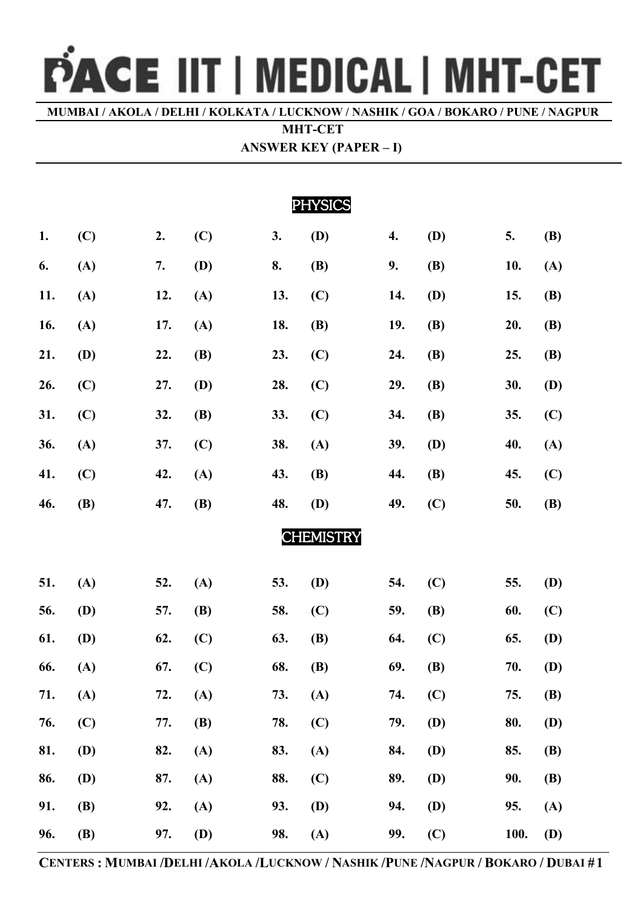# PACE IIT | MEDICAL | MHT-CET

**MUMBAI / AKOLA / DELHI / KOLKATA / LUCKNOW / NASHIK / GOA / BOKARO / PUNE / NAGPUR**

**MHT-CET**

**ANSWER KEY (PAPER – I)**

## PHYSICS

| | | | | | | | | | |
|---|---|---|---|---|---|---|---|---|---|
| **1.** | **(C)** | **2.** | **(C)** | **3.** | **(D)** | **4.** | **(D)** | **5.** | **(B)** |
| **6.** | **(A)** | **7.** | **(D)** | **8.** | **(B)** | **9.** | **(B)** | **10.** | **(A)** |
| **11.** | **(A)** | **12.** | **(A)** | **13.** | **(C)** | **14.** | **(D)** | **15.** | **(B)** |
| **16.** | **(A)** | **17.** | **(A)** | **18.** | **(B)** | **19.** | **(B)** | **20.** | **(B)** |
| **21.** | **(D)** | **22.** | **(B)** | **23.** | **(C)** | **24.** | **(B)** | **25.** | **(B)** |
| **26.** | **(C)** | **27.** | **(D)** | **28.** | **(C)** | **29.** | **(B)** | **30.** | **(D)** |
| **31.** | **(C)** | **32.** | **(B)** | **33.** | **(C)** | **34.** | **(B)** | **35.** | **(C)** |
| **36.** | **(A)** | **37.** | **(C)** | **38.** | **(A)** | **39.** | **(D)** | **40.** | **(A)** |
| **41.** | **(C)** | **42.** | **(A)** | **43.** | **(B)** | **44.** | **(B)** | **45.** | **(C)** |
| **46.** | **(B)** | **47.** | **(B)** | **48.** | **(D)** | **49.** | **(C)** | **50.** | **(B)** |

## CHEMISTRY

| | | | | | | | | | |
|---|---|---|---|---|---|---|---|---|---|
| **51.** | **(A)** | **52.** | **(A)** | **53.** | **(D)** | **54.** | **(C)** | **55.** | **(D)** |
| **56.** | **(D)** | **57.** | **(B)** | **58.** | **(C)** | **59.** | **(B)** | **60.** | **(C)** |
| **61.** | **(D)** | **62.** | **(C)** | **63.** | **(B)** | **64.** | **(C)** | **65.** | **(D)** |
| **66.** | **(A)** | **67.** | **(C)** | **68.** | **(B)** | **69.** | **(B)** | **70.** | **(D)** |
| **71.** | **(A)** | **72.** | **(A)** | **73.** | **(A)** | **74.** | **(C)** | **75.** | **(B)** |
| **76.** | **(C)** | **77.** | **(B)** | **78.** | **(C)** | **79.** | **(D)** | **80.** | **(D)** |
| **81.** | **(D)** | **82.** | **(A)** | **83.** | **(A)** | **84.** | **(D)** | **85.** | **(B)** |
| **86.** | **(D)** | **87.** | **(A)** | **88.** | **(C)** | **89.** | **(D)** | **90.** | **(B)** |
| **91.** | **(B)** | **92.** | **(A)** | **93.** | **(D)** | **94.** | **(D)** | **95.** | **(A)** |
| **96.** | **(B)** | **97.** | **(D)** | **98.** | **(A)** | **99.** | **(C)** | **100.** | **(D)** |

**CENTERS : MUMBAI / DELHI / AKOLA / LUCKNOW / NASHIK / PUNE / NAGPUR / BOKARO / DUBAI**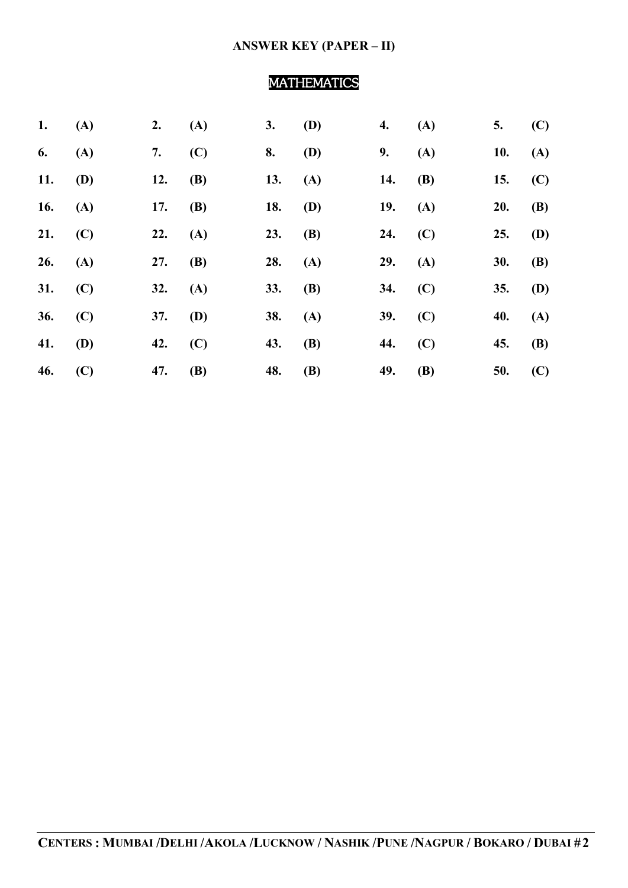**ANSWER KEY (PAPER – II)**

## MATHEMATICS

| | | | | | | | | | |
|---|---|---|---|---|---|---|---|---|---|
| **1.** | **(A)** | **2.** | **(A)** | **3.** | **(D)** | **4.** | **(A)** | **5.** | **(C)** |
| **6.** | **(A)** | **7.** | **(C)** | **8.** | **(D)** | **9.** | **(A)** | **10.** | **(A)** |
| **11.** | **(D)** | **12.** | **(B)** | **13.** | **(A)** | **14.** | **(B)** | **15.** | **(C)** |
| **16.** | **(A)** | **17.** | **(B)** | **18.** | **(D)** | **19.** | **(A)** | **20.** | **(B)** |
| **21.** | **(C)** | **22.** | **(A)** | **23.** | **(B)** | **24.** | **(C)** | **25.** | **(D)** |
| **26.** | **(A)** | **27.** | **(B)** | **28.** | **(A)** | **29.** | **(A)** | **30.** | **(B)** |
| **31.** | **(C)** | **32.** | **(A)** | **33.** | **(B)** | **34.** | **(C)** | **35.** | **(D)** |
| **36.** | **(C)** | **37.** | **(D)** | **38.** | **(A)** | **39.** | **(C)** | **40.** | **(A)** |
| **41.** | **(D)** | **42.** | **(C)** | **43.** | **(B)** | **44.** | **(C)** | **45.** | **(B)** |
| **46.** | **(C)** | **47.** | **(B)** | **48.** | **(B)** | **49.** | **(B)** | **50.** | **(C)** |